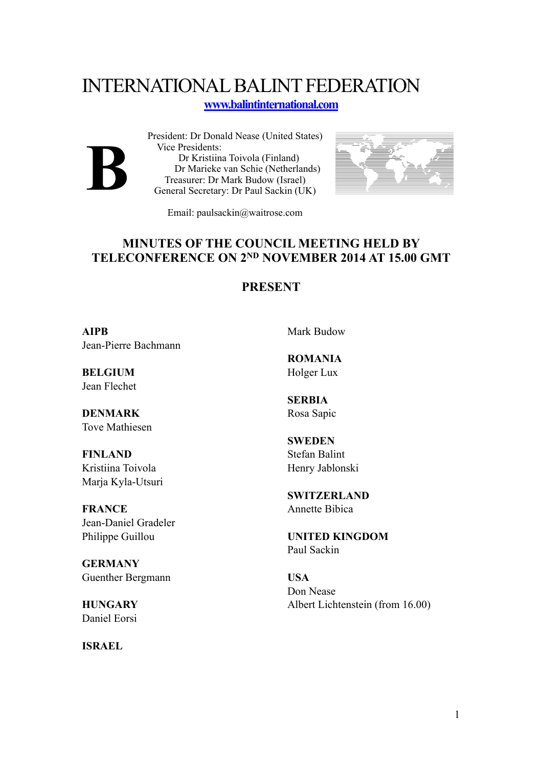# INTERNATIONAL BALINT FEDERATION

[www.balintinternational.com](http://www.balintinternational.com)

**B**

President: Dr Donald Nease (United States)
Vice Presidents:
Dr Kristiina Toivola (Finland)
Dr Marieke van Schie (Netherlands)
Treasurer: Dr Mark Budow (Israel)
General Secretary: Dr Paul Sackin (UK)

Email: paulsackin@waitrose.com

## MINUTES OF THE COUNCIL MEETING HELD BY TELECONFERENCE ON 2ND NOVEMBER 2014 AT 15.00 GMT

## PRESENT

**AIPB**
Jean-Pierre Bachmann

**BELGIUM**
Jean Flechet

**DENMARK**
Tove Mathiesen

**FINLAND**
Kristiina Toivola
Marja Kyla-Utsuri

**FRANCE**
Jean-Daniel Gradeler
Philippe Guillou

**GERMANY**
Guenther Bergmann

**HUNGARY**
Daniel Eorsi

**ISRAEL**
Mark Budow

**ROMANIA**
Holger Lux

**SERBIA**
Rosa Sapic

**SWEDEN**
Stefan Balint
Henry Jablonski

**SWITZERLAND**
Annette Bibica

**UNITED KINGDOM**
Paul Sackin

**USA**
Don Nease
Albert Lichtenstein (from 16.00)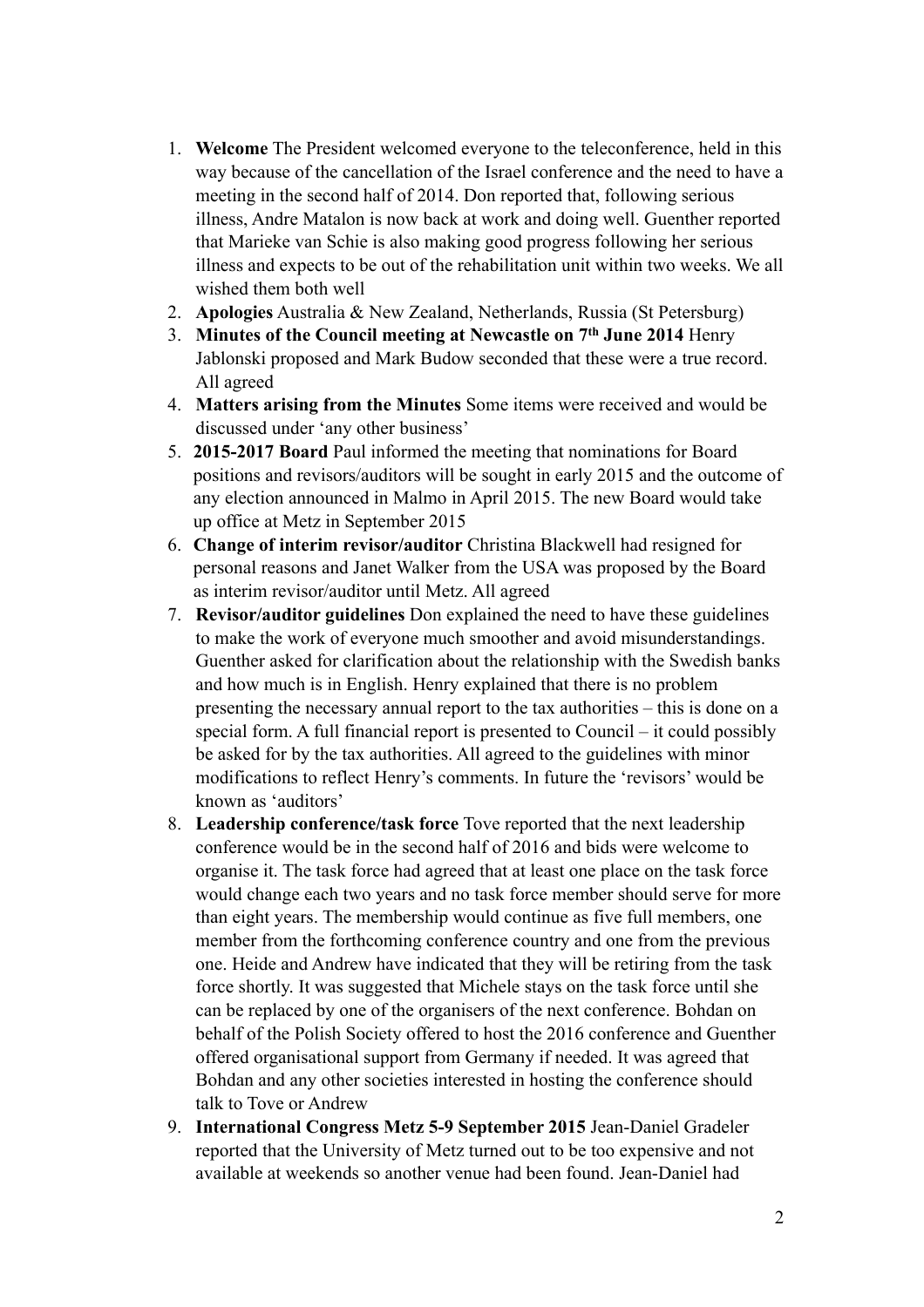1. **Welcome** The President welcomed everyone to the teleconference, held in this way because of the cancellation of the Israel conference and the need to have a meeting in the second half of 2014. Don reported that, following serious illness, Andre Matalon is now back at work and doing well. Guenther reported that Marieke van Schie is also making good progress following her serious illness and expects to be out of the rehabilitation unit within two weeks. We all wished them both well
2. **Apologies** Australia & New Zealand, Netherlands, Russia (St Petersburg)
3. **Minutes of the Council meeting at Newcastle on 7th June 2014** Henry Jablonski proposed and Mark Budow seconded that these were a true record. All agreed
4. **Matters arising from the Minutes** Some items were received and would be discussed under 'any other business'
5. **2015-2017 Board** Paul informed the meeting that nominations for Board positions and revisors/auditors will be sought in early 2015 and the outcome of any election announced in Malmo in April 2015. The new Board would take up office at Metz in September 2015
6. **Change of interim revisor/auditor** Christina Blackwell had resigned for personal reasons and Janet Walker from the USA was proposed by the Board as interim revisor/auditor until Metz. All agreed
7. **Revisor/auditor guidelines** Don explained the need to have these guidelines to make the work of everyone much smoother and avoid misunderstandings. Guenther asked for clarification about the relationship with the Swedish banks and how much is in English. Henry explained that there is no problem presenting the necessary annual report to the tax authorities – this is done on a special form. A full financial report is presented to Council – it could possibly be asked for by the tax authorities. All agreed to the guidelines with minor modifications to reflect Henry's comments. In future the 'revisors' would be known as 'auditors'
8. **Leadership conference/task force** Tove reported that the next leadership conference would be in the second half of 2016 and bids were welcome to organise it. The task force had agreed that at least one place on the task force would change each two years and no task force member should serve for more than eight years. The membership would continue as five full members, one member from the forthcoming conference country and one from the previous one. Heide and Andrew have indicated that they will be retiring from the task force shortly. It was suggested that Michele stays on the task force until she can be replaced by one of the organisers of the next conference. Bohdan on behalf of the Polish Society offered to host the 2016 conference and Guenther offered organisational support from Germany if needed. It was agreed that Bohdan and any other societies interested in hosting the conference should talk to Tove or Andrew
9. **International Congress Metz 5-9 September 2015** Jean-Daniel Gradeler reported that the University of Metz turned out to be too expensive and not available at weekends so another venue had been found. Jean-Daniel had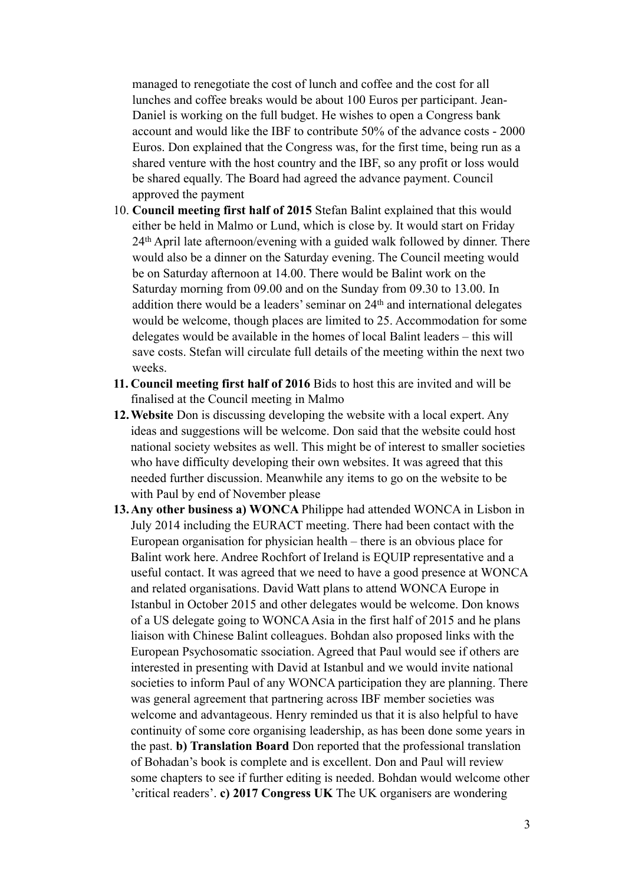managed to renegotiate the cost of lunch and coffee and the cost for all lunches and coffee breaks would be about 100 Euros per participant. Jean-Daniel is working on the full budget. He wishes to open a Congress bank account and would like the IBF to contribute 50% of the advance costs - 2000 Euros. Don explained that the Congress was, for the first time, being run as a shared venture with the host country and the IBF, so any profit or loss would be shared equally. The Board had agreed the advance payment. Council approved the payment

10. **Council meeting first half of 2015** Stefan Balint explained that this would either be held in Malmo or Lund, which is close by. It would start on Friday 24th April late afternoon/evening with a guided walk followed by dinner. There would also be a dinner on the Saturday evening. The Council meeting would be on Saturday afternoon at 14.00. There would be Balint work on the Saturday morning from 09.00 and on the Sunday from 09.30 to 13.00. In addition there would be a leaders' seminar on 24th and international delegates would be welcome, though places are limited to 25. Accommodation for some delegates would be available in the homes of local Balint leaders – this will save costs. Stefan will circulate full details of the meeting within the next two weeks.
11. **Council meeting first half of 2016** Bids to host this are invited and will be finalised at the Council meeting in Malmo
12. **Website** Don is discussing developing the website with a local expert. Any ideas and suggestions will be welcome. Don said that the website could host national society websites as well. This might be of interest to smaller societies who have difficulty developing their own websites. It was agreed that this needed further discussion. Meanwhile any items to go on the website to be with Paul by end of November please
13. **Any other business a) WONCA** Philippe had attended WONCA in Lisbon in July 2014 including the EURACT meeting. There had been contact with the European organisation for physician health – there is an obvious place for Balint work here. Andree Rochfort of Ireland is EQUIP representative and a useful contact. It was agreed that we need to have a good presence at WONCA and related organisations. David Watt plans to attend WONCA Europe in Istanbul in October 2015 and other delegates would be welcome. Don knows of a US delegate going to WONCA Asia in the first half of 2015 and he plans liaison with Chinese Balint colleagues. Bohdan also proposed links with the European Psychosomatic ssociation. Agreed that Paul would see if others are interested in presenting with David at Istanbul and we would invite national societies to inform Paul of any WONCA participation they are planning. There was general agreement that partnering across IBF member societies was welcome and advantageous. Henry reminded us that it is also helpful to have continuity of some core organising leadership, as has been done some years in the past. **b) Translation Board** Don reported that the professional translation of Bohadan's book is complete and is excellent. Don and Paul will review some chapters to see if further editing is needed. Bohdan would welcome other 'critical readers'. **c) 2017 Congress UK** The UK organisers are wondering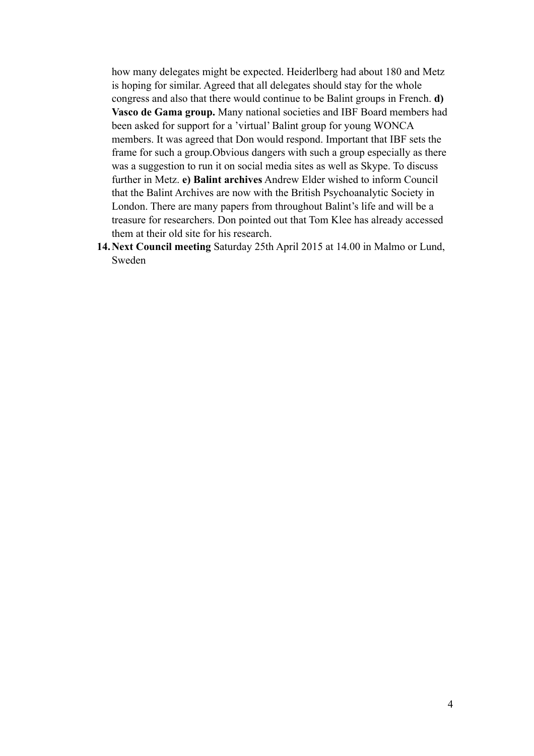how many delegates might be expected. Heiderlberg had about 180 and Metz is hoping for similar. Agreed that all delegates should stay for the whole congress and also that there would continue to be Balint groups in French. **d) Vasco de Gama group.** Many national societies and IBF Board members had been asked for support for a 'virtual' Balint group for young WONCA members. It was agreed that Don would respond. Important that IBF sets the frame for such a group.Obvious dangers with such a group especially as there was a suggestion to run it on social media sites as well as Skype. To discuss further in Metz. **e) Balint archives** Andrew Elder wished to inform Council that the Balint Archives are now with the British Psychoanalytic Society in London. There are many papers from throughout Balint's life and will be a treasure for researchers. Don pointed out that Tom Klee has already accessed them at their old site for his research.

14. **Next Council meeting** Saturday 25th April 2015 at 14.00 in Malmo or Lund, Sweden